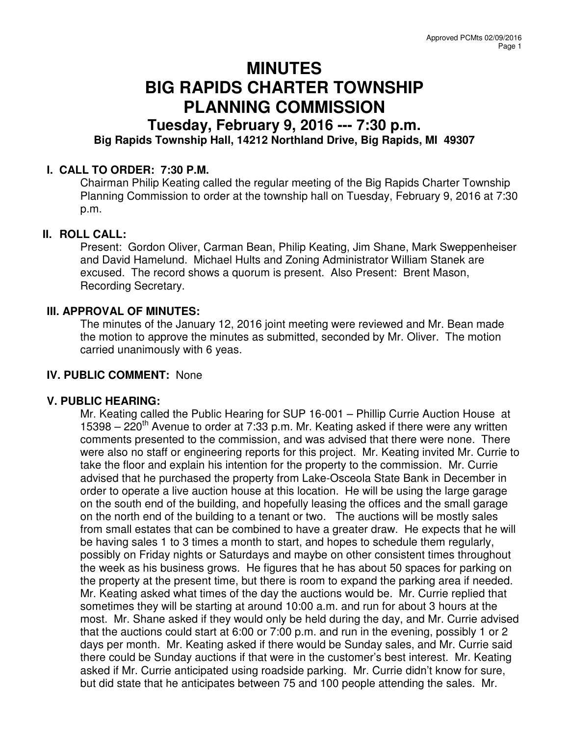# MINUTES
# BIG RAPIDS CHARTER TOWNSHIP
# PLANNING COMMISSION

## Tuesday, February 9, 2016 --- 7:30 p.m.

**Big Rapids Township Hall, 14212 Northland Drive, Big Rapids, MI 49307**

### I. CALL TO ORDER: 7:30 P.M.

Chairman Philip Keating called the regular meeting of the Big Rapids Charter Township Planning Commission to order at the township hall on Tuesday, February 9, 2016 at 7:30 p.m.

### II. ROLL CALL:

Present: Gordon Oliver, Carman Bean, Philip Keating, Jim Shane, Mark Sweppenheiser and David Hamelund. Michael Hults and Zoning Administrator William Stanek are excused. The record shows a quorum is present. Also Present: Brent Mason, Recording Secretary.

### III. APPROVAL OF MINUTES:

The minutes of the January 12, 2016 joint meeting were reviewed and Mr. Bean made the motion to approve the minutes as submitted, seconded by Mr. Oliver. The motion carried unanimously with 6 yeas.

### IV. PUBLIC COMMENT: None

### V. PUBLIC HEARING:

Mr. Keating called the Public Hearing for SUP 16-001 – Phillip Currie Auction House at 15398 – 220th Avenue to order at 7:33 p.m. Mr. Keating asked if there were any written comments presented to the commission, and was advised that there were none. There were also no staff or engineering reports for this project. Mr. Keating invited Mr. Currie to take the floor and explain his intention for the property to the commission. Mr. Currie advised that he purchased the property from Lake-Osceola State Bank in December in order to operate a live auction house at this location. He will be using the large garage on the south end of the building, and hopefully leasing the offices and the small garage on the north end of the building to a tenant or two. The auctions will be mostly sales from small estates that can be combined to have a greater draw. He expects that he will be having sales 1 to 3 times a month to start, and hopes to schedule them regularly, possibly on Friday nights or Saturdays and maybe on other consistent times throughout the week as his business grows. He figures that he has about 50 spaces for parking on the property at the present time, but there is room to expand the parking area if needed. Mr. Keating asked what times of the day the auctions would be. Mr. Currie replied that sometimes they will be starting at around 10:00 a.m. and run for about 3 hours at the most. Mr. Shane asked if they would only be held during the day, and Mr. Currie advised that the auctions could start at 6:00 or 7:00 p.m. and run in the evening, possibly 1 or 2 days per month. Mr. Keating asked if there would be Sunday sales, and Mr. Currie said there could be Sunday auctions if that were in the customer's best interest. Mr. Keating asked if Mr. Currie anticipated using roadside parking. Mr. Currie didn't know for sure, but did state that he anticipates between 75 and 100 people attending the sales. Mr.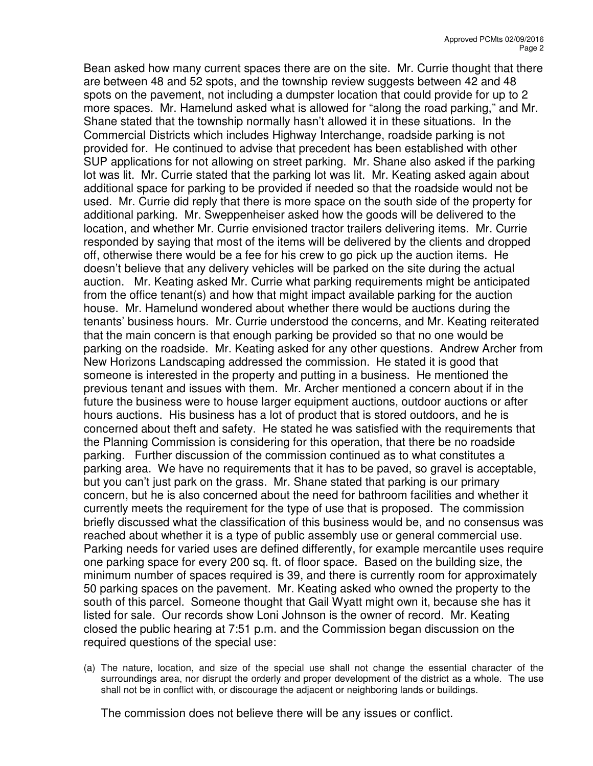Bean asked how many current spaces there are on the site. Mr. Currie thought that there are between 48 and 52 spots, and the township review suggests between 42 and 48 spots on the pavement, not including a dumpster location that could provide for up to 2 more spaces. Mr. Hamelund asked what is allowed for "along the road parking," and Mr. Shane stated that the township normally hasn't allowed it in these situations. In the Commercial Districts which includes Highway Interchange, roadside parking is not provided for. He continued to advise that precedent has been established with other SUP applications for not allowing on street parking. Mr. Shane also asked if the parking lot was lit. Mr. Currie stated that the parking lot was lit. Mr. Keating asked again about additional space for parking to be provided if needed so that the roadside would not be used. Mr. Currie did reply that there is more space on the south side of the property for additional parking. Mr. Sweppenheiser asked how the goods will be delivered to the location, and whether Mr. Currie envisioned tractor trailers delivering items. Mr. Currie responded by saying that most of the items will be delivered by the clients and dropped off, otherwise there would be a fee for his crew to go pick up the auction items. He doesn't believe that any delivery vehicles will be parked on the site during the actual auction. Mr. Keating asked Mr. Currie what parking requirements might be anticipated from the office tenant(s) and how that might impact available parking for the auction house. Mr. Hamelund wondered about whether there would be auctions during the tenants' business hours. Mr. Currie understood the concerns, and Mr. Keating reiterated that the main concern is that enough parking be provided so that no one would be parking on the roadside. Mr. Keating asked for any other questions. Andrew Archer from New Horizons Landscaping addressed the commission. He stated it is good that someone is interested in the property and putting in a business. He mentioned the previous tenant and issues with them. Mr. Archer mentioned a concern about if in the future the business were to house larger equipment auctions, outdoor auctions or after hours auctions. His business has a lot of product that is stored outdoors, and he is concerned about theft and safety. He stated he was satisfied with the requirements that the Planning Commission is considering for this operation, that there be no roadside parking. Further discussion of the commission continued as to what constitutes a parking area. We have no requirements that it has to be paved, so gravel is acceptable, but you can't just park on the grass. Mr. Shane stated that parking is our primary concern, but he is also concerned about the need for bathroom facilities and whether it currently meets the requirement for the type of use that is proposed. The commission briefly discussed what the classification of this business would be, and no consensus was reached about whether it is a type of public assembly use or general commercial use. Parking needs for varied uses are defined differently, for example mercantile uses require one parking space for every 200 sq. ft. of floor space. Based on the building size, the minimum number of spaces required is 39, and there is currently room for approximately 50 parking spaces on the pavement. Mr. Keating asked who owned the property to the south of this parcel. Someone thought that Gail Wyatt might own it, because she has it listed for sale. Our records show Loni Johnson is the owner of record. Mr. Keating closed the public hearing at 7:51 p.m. and the Commission began discussion on the required questions of the special use:

(a) The nature, location, and size of the special use shall not change the essential character of the surroundings area, nor disrupt the orderly and proper development of the district as a whole. The use shall not be in conflict with, or discourage the adjacent or neighboring lands or buildings.

The commission does not believe there will be any issues or conflict.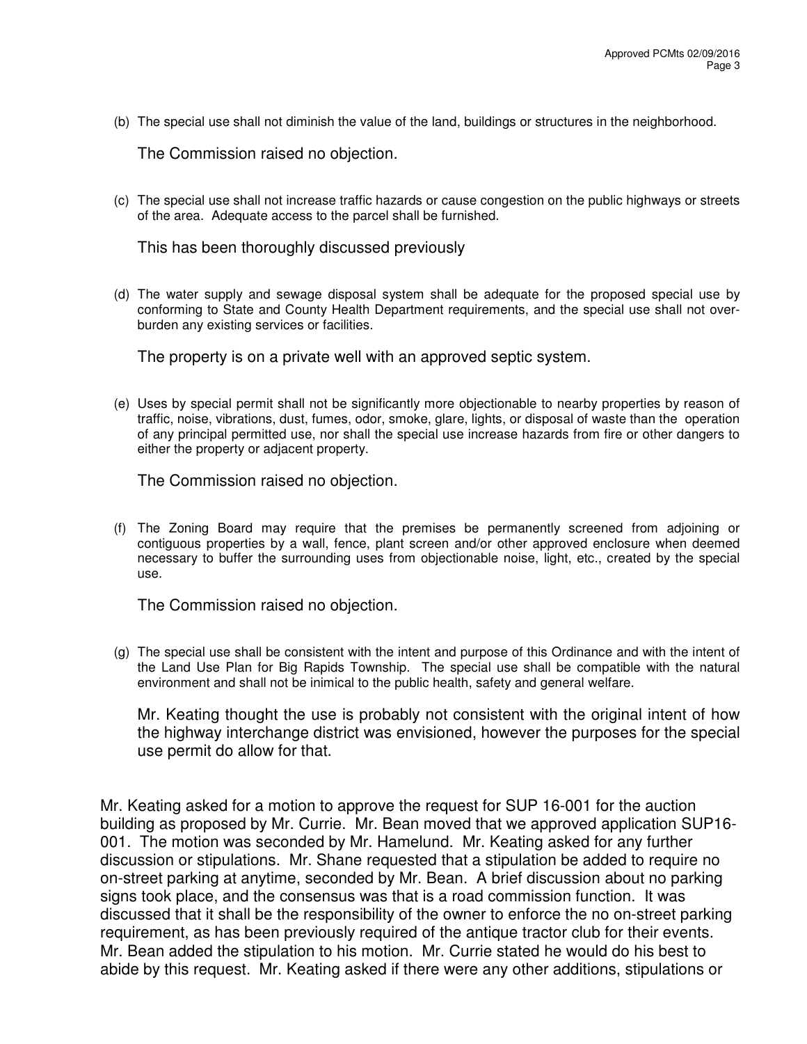(b) The special use shall not diminish the value of the land, buildings or structures in the neighborhood.

The Commission raised no objection.

(c) The special use shall not increase traffic hazards or cause congestion on the public highways or streets of the area. Adequate access to the parcel shall be furnished.

This has been thoroughly discussed previously

(d) The water supply and sewage disposal system shall be adequate for the proposed special use by conforming to State and County Health Department requirements, and the special use shall not over-burden any existing services or facilities.

The property is on a private well with an approved septic system.

(e) Uses by special permit shall not be significantly more objectionable to nearby properties by reason of traffic, noise, vibrations, dust, fumes, odor, smoke, glare, lights, or disposal of waste than the operation of any principal permitted use, nor shall the special use increase hazards from fire or other dangers to either the property or adjacent property.

The Commission raised no objection.

(f) The Zoning Board may require that the premises be permanently screened from adjoining or contiguous properties by a wall, fence, plant screen and/or other approved enclosure when deemed necessary to buffer the surrounding uses from objectionable noise, light, etc., created by the special use.

The Commission raised no objection.

(g) The special use shall be consistent with the intent and purpose of this Ordinance and with the intent of the Land Use Plan for Big Rapids Township. The special use shall be compatible with the natural environment and shall not be inimical to the public health, safety and general welfare.

Mr. Keating thought the use is probably not consistent with the original intent of how the highway interchange district was envisioned, however the purposes for the special use permit do allow for that.

Mr. Keating asked for a motion to approve the request for SUP 16-001 for the auction building as proposed by Mr. Currie. Mr. Bean moved that we approved application SUP16-001. The motion was seconded by Mr. Hamelund. Mr. Keating asked for any further discussion or stipulations. Mr. Shane requested that a stipulation be added to require no on-street parking at anytime, seconded by Mr. Bean. A brief discussion about no parking signs took place, and the consensus was that is a road commission function. It was discussed that it shall be the responsibility of the owner to enforce the no on-street parking requirement, as has been previously required of the antique tractor club for their events. Mr. Bean added the stipulation to his motion. Mr. Currie stated he would do his best to abide by this request. Mr. Keating asked if there were any other additions, stipulations or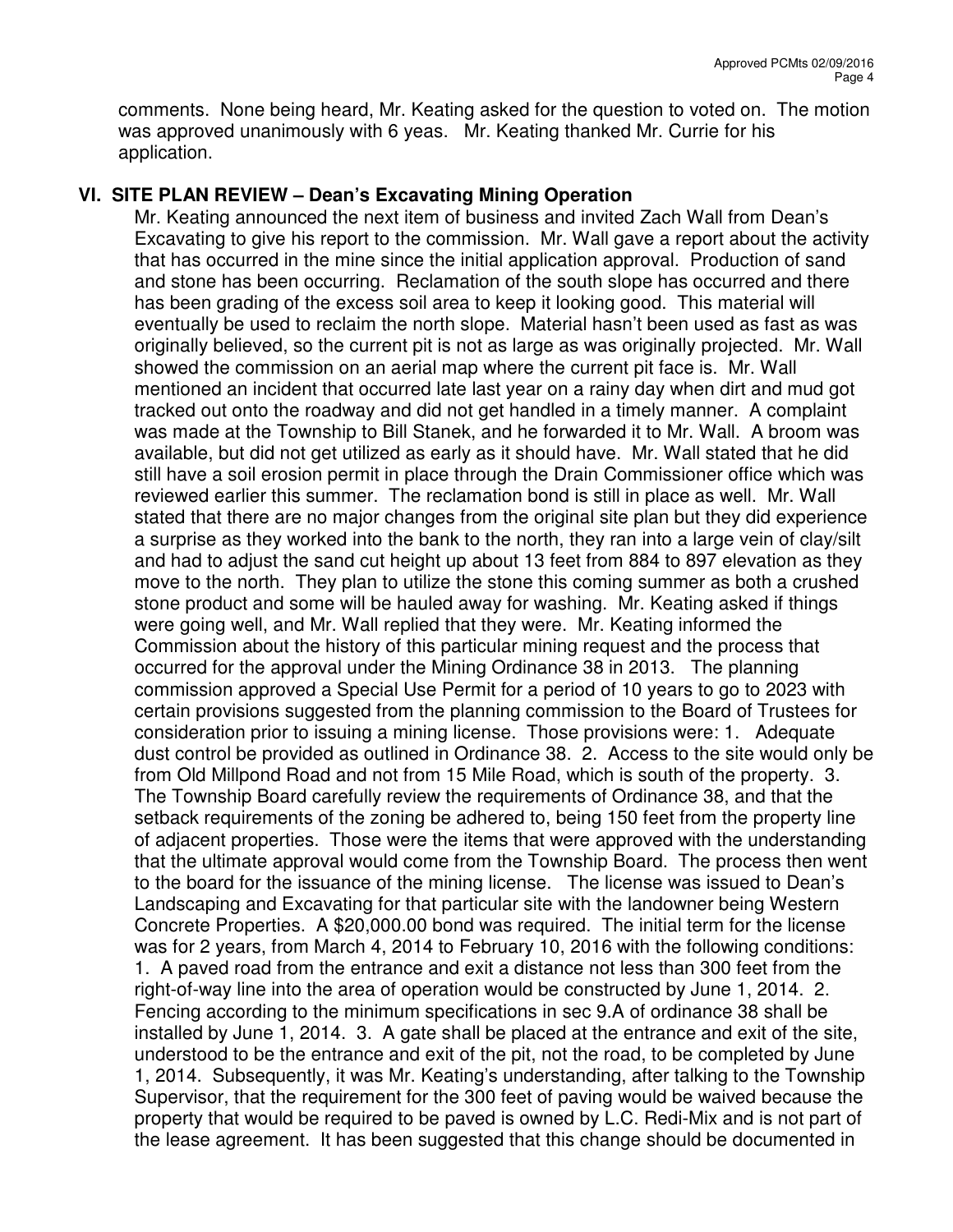comments. None being heard, Mr. Keating asked for the question to voted on. The motion was approved unanimously with 6 yeas. Mr. Keating thanked Mr. Currie for his application.

## VI. SITE PLAN REVIEW – Dean's Excavating Mining Operation

Mr. Keating announced the next item of business and invited Zach Wall from Dean's Excavating to give his report to the commission. Mr. Wall gave a report about the activity that has occurred in the mine since the initial application approval. Production of sand and stone has been occurring. Reclamation of the south slope has occurred and there has been grading of the excess soil area to keep it looking good. This material will eventually be used to reclaim the north slope. Material hasn't been used as fast as was originally believed, so the current pit is not as large as was originally projected. Mr. Wall showed the commission on an aerial map where the current pit face is. Mr. Wall mentioned an incident that occurred late last year on a rainy day when dirt and mud got tracked out onto the roadway and did not get handled in a timely manner. A complaint was made at the Township to Bill Stanek, and he forwarded it to Mr. Wall. A broom was available, but did not get utilized as early as it should have. Mr. Wall stated that he did still have a soil erosion permit in place through the Drain Commissioner office which was reviewed earlier this summer. The reclamation bond is still in place as well. Mr. Wall stated that there are no major changes from the original site plan but they did experience a surprise as they worked into the bank to the north, they ran into a large vein of clay/silt and had to adjust the sand cut height up about 13 feet from 884 to 897 elevation as they move to the north. They plan to utilize the stone this coming summer as both a crushed stone product and some will be hauled away for washing. Mr. Keating asked if things were going well, and Mr. Wall replied that they were. Mr. Keating informed the Commission about the history of this particular mining request and the process that occurred for the approval under the Mining Ordinance 38 in 2013. The planning commission approved a Special Use Permit for a period of 10 years to go to 2023 with certain provisions suggested from the planning commission to the Board of Trustees for consideration prior to issuing a mining license. Those provisions were: 1. Adequate dust control be provided as outlined in Ordinance 38. 2. Access to the site would only be from Old Millpond Road and not from 15 Mile Road, which is south of the property. 3. The Township Board carefully review the requirements of Ordinance 38, and that the setback requirements of the zoning be adhered to, being 150 feet from the property line of adjacent properties. Those were the items that were approved with the understanding that the ultimate approval would come from the Township Board. The process then went to the board for the issuance of the mining license. The license was issued to Dean's Landscaping and Excavating for that particular site with the landowner being Western Concrete Properties. A $20,000.00 bond was required. The initial term for the license was for 2 years, from March 4, 2014 to February 10, 2016 with the following conditions: 1. A paved road from the entrance and exit a distance not less than 300 feet from the right-of-way line into the area of operation would be constructed by June 1, 2014. 2. Fencing according to the minimum specifications in sec 9.A of ordinance 38 shall be installed by June 1, 2014. 3. A gate shall be placed at the entrance and exit of the site, understood to be the entrance and exit of the pit, not the road, to be completed by June 1, 2014. Subsequently, it was Mr. Keating's understanding, after talking to the Township Supervisor, that the requirement for the 300 feet of paving would be waived because the property that would be required to be paved is owned by L.C. Redi-Mix and is not part of the lease agreement. It has been suggested that this change should be documented in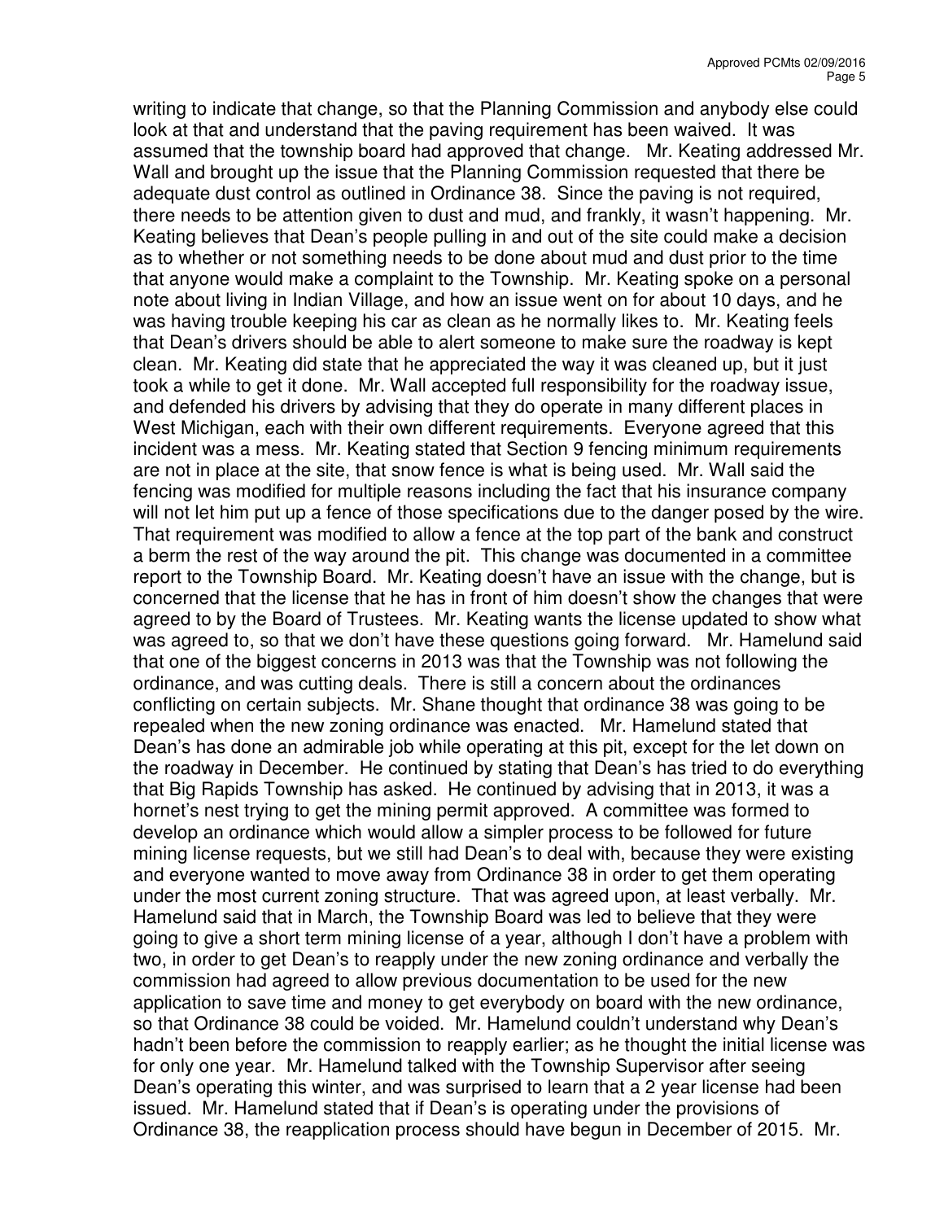writing to indicate that change, so that the Planning Commission and anybody else could look at that and understand that the paving requirement has been waived. It was assumed that the township board had approved that change. Mr. Keating addressed Mr. Wall and brought up the issue that the Planning Commission requested that there be adequate dust control as outlined in Ordinance 38. Since the paving is not required, there needs to be attention given to dust and mud, and frankly, it wasn't happening. Mr. Keating believes that Dean's people pulling in and out of the site could make a decision as to whether or not something needs to be done about mud and dust prior to the time that anyone would make a complaint to the Township. Mr. Keating spoke on a personal note about living in Indian Village, and how an issue went on for about 10 days, and he was having trouble keeping his car as clean as he normally likes to. Mr. Keating feels that Dean's drivers should be able to alert someone to make sure the roadway is kept clean. Mr. Keating did state that he appreciated the way it was cleaned up, but it just took a while to get it done. Mr. Wall accepted full responsibility for the roadway issue, and defended his drivers by advising that they do operate in many different places in West Michigan, each with their own different requirements. Everyone agreed that this incident was a mess. Mr. Keating stated that Section 9 fencing minimum requirements are not in place at the site, that snow fence is what is being used. Mr. Wall said the fencing was modified for multiple reasons including the fact that his insurance company will not let him put up a fence of those specifications due to the danger posed by the wire. That requirement was modified to allow a fence at the top part of the bank and construct a berm the rest of the way around the pit. This change was documented in a committee report to the Township Board. Mr. Keating doesn't have an issue with the change, but is concerned that the license that he has in front of him doesn't show the changes that were agreed to by the Board of Trustees. Mr. Keating wants the license updated to show what was agreed to, so that we don't have these questions going forward. Mr. Hamelund said that one of the biggest concerns in 2013 was that the Township was not following the ordinance, and was cutting deals. There is still a concern about the ordinances conflicting on certain subjects. Mr. Shane thought that ordinance 38 was going to be repealed when the new zoning ordinance was enacted. Mr. Hamelund stated that Dean's has done an admirable job while operating at this pit, except for the let down on the roadway in December. He continued by stating that Dean's has tried to do everything that Big Rapids Township has asked. He continued by advising that in 2013, it was a hornet's nest trying to get the mining permit approved. A committee was formed to develop an ordinance which would allow a simpler process to be followed for future mining license requests, but we still had Dean's to deal with, because they were existing and everyone wanted to move away from Ordinance 38 in order to get them operating under the most current zoning structure. That was agreed upon, at least verbally. Mr. Hamelund said that in March, the Township Board was led to believe that they were going to give a short term mining license of a year, although I don't have a problem with two, in order to get Dean's to reapply under the new zoning ordinance and verbally the commission had agreed to allow previous documentation to be used for the new application to save time and money to get everybody on board with the new ordinance, so that Ordinance 38 could be voided. Mr. Hamelund couldn't understand why Dean's hadn't been before the commission to reapply earlier; as he thought the initial license was for only one year. Mr. Hamelund talked with the Township Supervisor after seeing Dean's operating this winter, and was surprised to learn that a 2 year license had been issued. Mr. Hamelund stated that if Dean's is operating under the provisions of Ordinance 38, the reapplication process should have begun in December of 2015. Mr.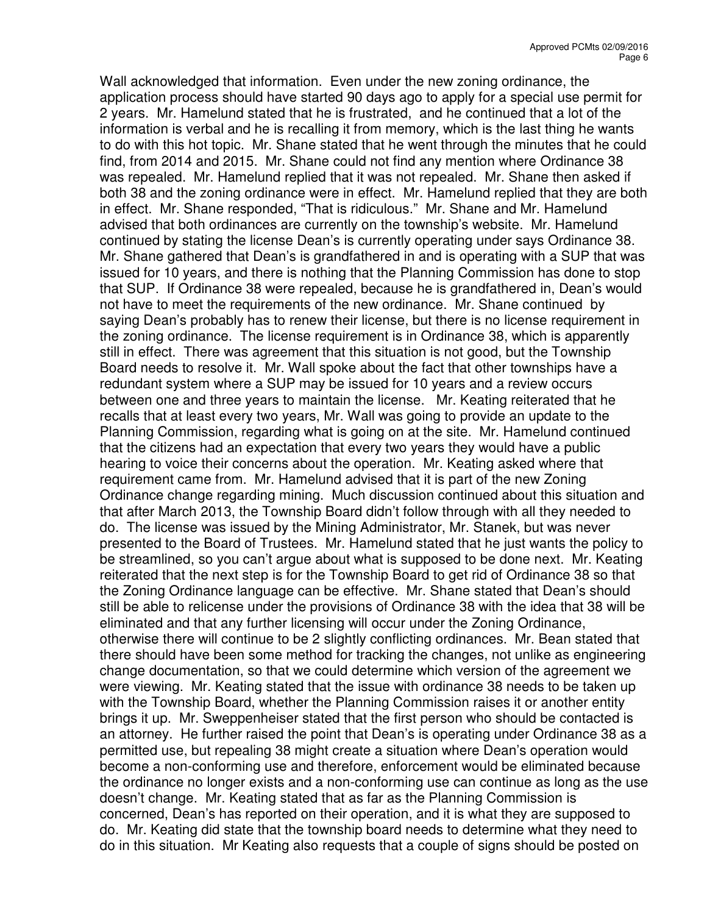Wall acknowledged that information. Even under the new zoning ordinance, the application process should have started 90 days ago to apply for a special use permit for 2 years. Mr. Hamelund stated that he is frustrated, and he continued that a lot of the information is verbal and he is recalling it from memory, which is the last thing he wants to do with this hot topic. Mr. Shane stated that he went through the minutes that he could find, from 2014 and 2015. Mr. Shane could not find any mention where Ordinance 38 was repealed. Mr. Hamelund replied that it was not repealed. Mr. Shane then asked if both 38 and the zoning ordinance were in effect. Mr. Hamelund replied that they are both in effect. Mr. Shane responded, "That is ridiculous." Mr. Shane and Mr. Hamelund advised that both ordinances are currently on the township's website. Mr. Hamelund continued by stating the license Dean's is currently operating under says Ordinance 38. Mr. Shane gathered that Dean's is grandfathered in and is operating with a SUP that was issued for 10 years, and there is nothing that the Planning Commission has done to stop that SUP. If Ordinance 38 were repealed, because he is grandfathered in, Dean's would not have to meet the requirements of the new ordinance. Mr. Shane continued by saying Dean's probably has to renew their license, but there is no license requirement in the zoning ordinance. The license requirement is in Ordinance 38, which is apparently still in effect. There was agreement that this situation is not good, but the Township Board needs to resolve it. Mr. Wall spoke about the fact that other townships have a redundant system where a SUP may be issued for 10 years and a review occurs between one and three years to maintain the license. Mr. Keating reiterated that he recalls that at least every two years, Mr. Wall was going to provide an update to the Planning Commission, regarding what is going on at the site. Mr. Hamelund continued that the citizens had an expectation that every two years they would have a public hearing to voice their concerns about the operation. Mr. Keating asked where that requirement came from. Mr. Hamelund advised that it is part of the new Zoning Ordinance change regarding mining. Much discussion continued about this situation and that after March 2013, the Township Board didn't follow through with all they needed to do. The license was issued by the Mining Administrator, Mr. Stanek, but was never presented to the Board of Trustees. Mr. Hamelund stated that he just wants the policy to be streamlined, so you can't argue about what is supposed to be done next. Mr. Keating reiterated that the next step is for the Township Board to get rid of Ordinance 38 so that the Zoning Ordinance language can be effective. Mr. Shane stated that Dean's should still be able to relicense under the provisions of Ordinance 38 with the idea that 38 will be eliminated and that any further licensing will occur under the Zoning Ordinance, otherwise there will continue to be 2 slightly conflicting ordinances. Mr. Bean stated that there should have been some method for tracking the changes, not unlike as engineering change documentation, so that we could determine which version of the agreement we were viewing. Mr. Keating stated that the issue with ordinance 38 needs to be taken up with the Township Board, whether the Planning Commission raises it or another entity brings it up. Mr. Sweppenheiser stated that the first person who should be contacted is an attorney. He further raised the point that Dean's is operating under Ordinance 38 as a permitted use, but repealing 38 might create a situation where Dean's operation would become a non-conforming use and therefore, enforcement would be eliminated because the ordinance no longer exists and a non-conforming use can continue as long as the use doesn't change. Mr. Keating stated that as far as the Planning Commission is concerned, Dean's has reported on their operation, and it is what they are supposed to do. Mr. Keating did state that the township board needs to determine what they need to do in this situation. Mr Keating also requests that a couple of signs should be posted on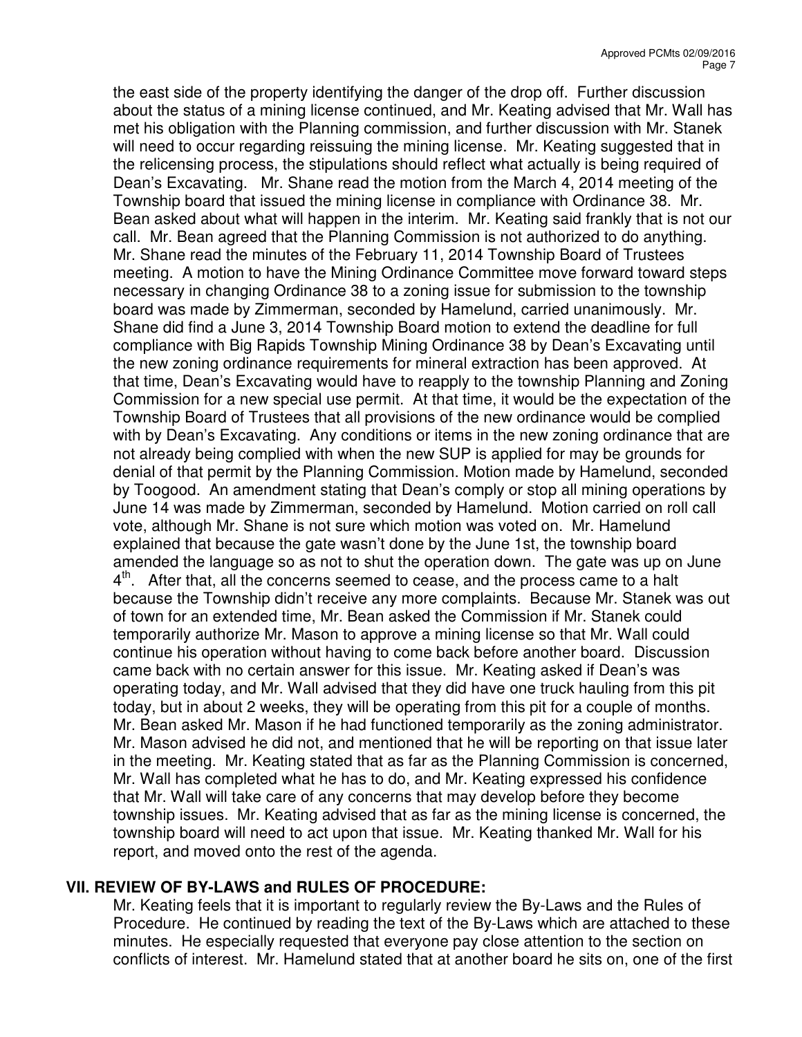the east side of the property identifying the danger of the drop off. Further discussion about the status of a mining license continued, and Mr. Keating advised that Mr. Wall has met his obligation with the Planning commission, and further discussion with Mr. Stanek will need to occur regarding reissuing the mining license. Mr. Keating suggested that in the relicensing process, the stipulations should reflect what actually is being required of Dean's Excavating. Mr. Shane read the motion from the March 4, 2014 meeting of the Township board that issued the mining license in compliance with Ordinance 38. Mr. Bean asked about what will happen in the interim. Mr. Keating said frankly that is not our call. Mr. Bean agreed that the Planning Commission is not authorized to do anything. Mr. Shane read the minutes of the February 11, 2014 Township Board of Trustees meeting. A motion to have the Mining Ordinance Committee move forward toward steps necessary in changing Ordinance 38 to a zoning issue for submission to the township board was made by Zimmerman, seconded by Hamelund, carried unanimously. Mr. Shane did find a June 3, 2014 Township Board motion to extend the deadline for full compliance with Big Rapids Township Mining Ordinance 38 by Dean's Excavating until the new zoning ordinance requirements for mineral extraction has been approved. At that time, Dean's Excavating would have to reapply to the township Planning and Zoning Commission for a new special use permit. At that time, it would be the expectation of the Township Board of Trustees that all provisions of the new ordinance would be complied with by Dean's Excavating. Any conditions or items in the new zoning ordinance that are not already being complied with when the new SUP is applied for may be grounds for denial of that permit by the Planning Commission. Motion made by Hamelund, seconded by Toogood. An amendment stating that Dean's comply or stop all mining operations by June 14 was made by Zimmerman, seconded by Hamelund. Motion carried on roll call vote, although Mr. Shane is not sure which motion was voted on. Mr. Hamelund explained that because the gate wasn't done by the June 1st, the township board amended the language so as not to shut the operation down. The gate was up on June 4th. After that, all the concerns seemed to cease, and the process came to a halt because the Township didn't receive any more complaints. Because Mr. Stanek was out of town for an extended time, Mr. Bean asked the Commission if Mr. Stanek could temporarily authorize Mr. Mason to approve a mining license so that Mr. Wall could continue his operation without having to come back before another board. Discussion came back with no certain answer for this issue. Mr. Keating asked if Dean's was operating today, and Mr. Wall advised that they did have one truck hauling from this pit today, but in about 2 weeks, they will be operating from this pit for a couple of months. Mr. Bean asked Mr. Mason if he had functioned temporarily as the zoning administrator. Mr. Mason advised he did not, and mentioned that he will be reporting on that issue later in the meeting. Mr. Keating stated that as far as the Planning Commission is concerned, Mr. Wall has completed what he has to do, and Mr. Keating expressed his confidence that Mr. Wall will take care of any concerns that may develop before they become township issues. Mr. Keating advised that as far as the mining license is concerned, the township board will need to act upon that issue. Mr. Keating thanked Mr. Wall for his report, and moved onto the rest of the agenda.

## VII. REVIEW OF BY-LAWS and RULES OF PROCEDURE:

Mr. Keating feels that it is important to regularly review the By-Laws and the Rules of Procedure. He continued by reading the text of the By-Laws which are attached to these minutes. He especially requested that everyone pay close attention to the section on conflicts of interest. Mr. Hamelund stated that at another board he sits on, one of the first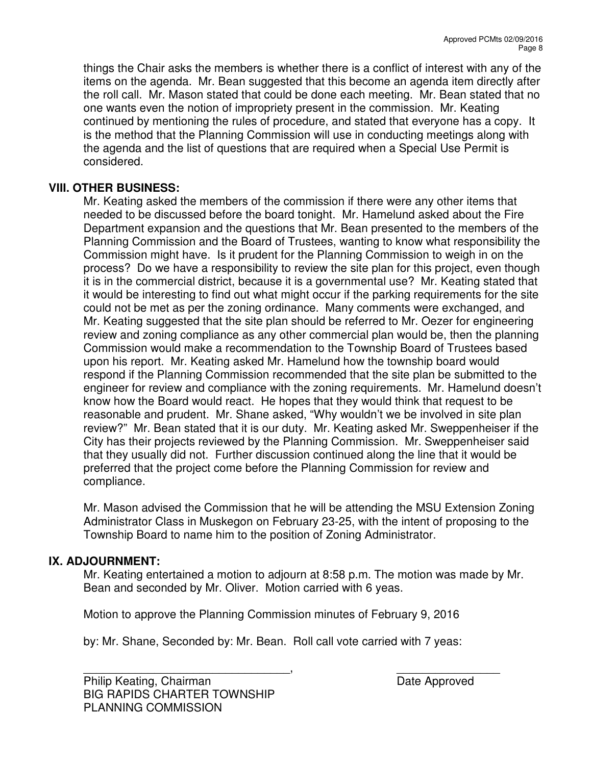things the Chair asks the members is whether there is a conflict of interest with any of the items on the agenda. Mr. Bean suggested that this become an agenda item directly after the roll call. Mr. Mason stated that could be done each meeting. Mr. Bean stated that no one wants even the notion of impropriety present in the commission. Mr. Keating continued by mentioning the rules of procedure, and stated that everyone has a copy. It is the method that the Planning Commission will use in conducting meetings along with the agenda and the list of questions that are required when a Special Use Permit is considered.

## VIII. OTHER BUSINESS:

Mr. Keating asked the members of the commission if there were any other items that needed to be discussed before the board tonight. Mr. Hamelund asked about the Fire Department expansion and the questions that Mr. Bean presented to the members of the Planning Commission and the Board of Trustees, wanting to know what responsibility the Commission might have. Is it prudent for the Planning Commission to weigh in on the process? Do we have a responsibility to review the site plan for this project, even though it is in the commercial district, because it is a governmental use? Mr. Keating stated that it would be interesting to find out what might occur if the parking requirements for the site could not be met as per the zoning ordinance. Many comments were exchanged, and Mr. Keating suggested that the site plan should be referred to Mr. Oezer for engineering review and zoning compliance as any other commercial plan would be, then the planning Commission would make a recommendation to the Township Board of Trustees based upon his report. Mr. Keating asked Mr. Hamelund how the township board would respond if the Planning Commission recommended that the site plan be submitted to the engineer for review and compliance with the zoning requirements. Mr. Hamelund doesn't know how the Board would react. He hopes that they would think that request to be reasonable and prudent. Mr. Shane asked, "Why wouldn't we be involved in site plan review?" Mr. Bean stated that it is our duty. Mr. Keating asked Mr. Sweppenheiser if the City has their projects reviewed by the Planning Commission. Mr. Sweppenheiser said that they usually did not. Further discussion continued along the line that it would be preferred that the project come before the Planning Commission for review and compliance.

Mr. Mason advised the Commission that he will be attending the MSU Extension Zoning Administrator Class in Muskegon on February 23-25, with the intent of proposing to the Township Board to name him to the position of Zoning Administrator.

## IX. ADJOURNMENT:

Mr. Keating entertained a motion to adjourn at 8:58 p.m. The motion was made by Mr. Bean and seconded by Mr. Oliver. Motion carried with 6 yeas.

Motion to approve the Planning Commission minutes of February 9, 2016

by: Mr. Shane, Seconded by: Mr. Bean. Roll call vote carried with 7 yeas:

\_\_\_\_\_\_\_\_\_\_\_\_\_\_\_\_\_\_\_\_\_\_\_\_\_\_\_\_\_\_\_\_\_\_, \_\_\_\_\_\_\_\_\_\_\_\_\_\_\_\_\_

Philip Keating, Chairman Date Approved
BIG RAPIDS CHARTER TOWNSHIP
PLANNING COMMISSION